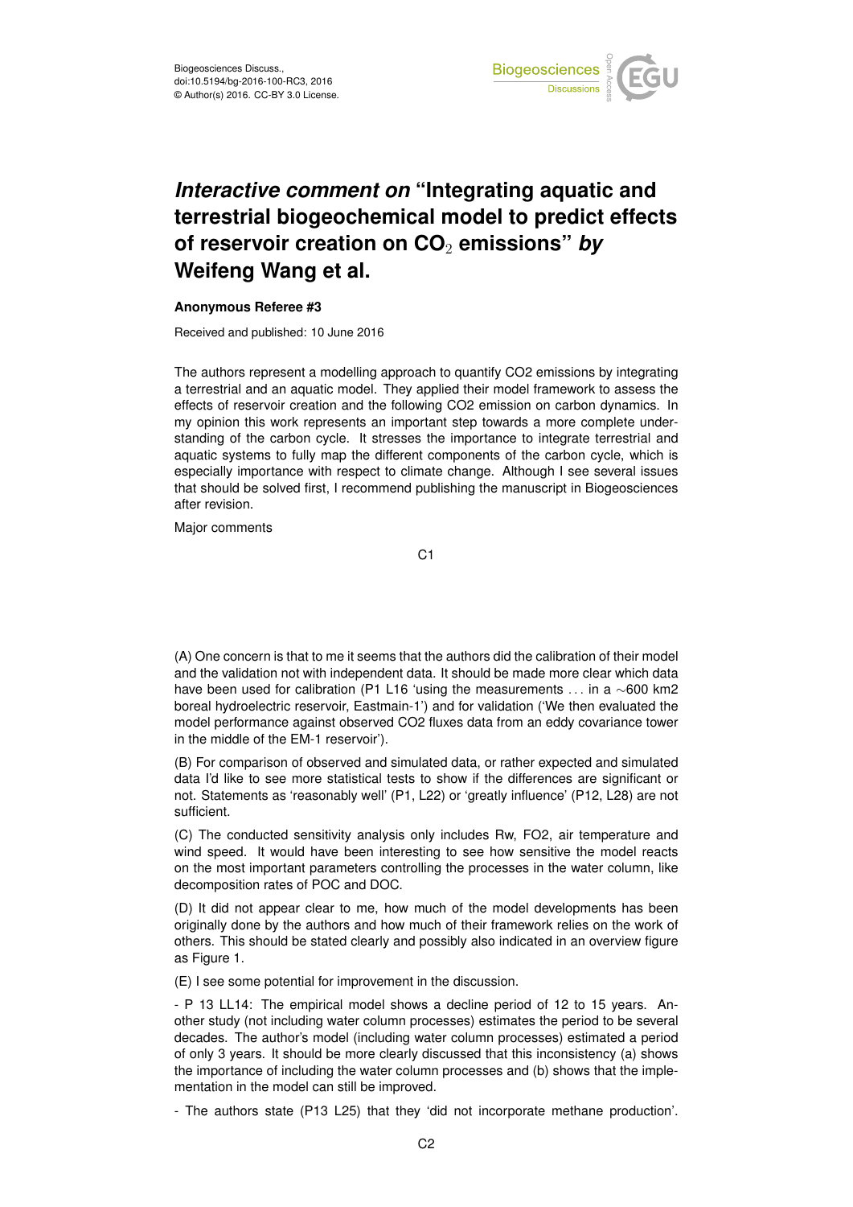# *Interactive comment on* "Integrating aquatic and terrestrial biogeochemical model to predict effects of reservoir creation on $CO_2$ emissions" *by* Weifeng Wang et al.

**Anonymous Referee #3**

Received and published: 10 June 2016

The authors represent a modelling approach to quantify CO2 emissions by integrating a terrestrial and an aquatic model. They applied their model framework to assess the effects of reservoir creation and the following CO2 emission on carbon dynamics. In my opinion this work represents an important step towards a more complete understanding of the carbon cycle. It stresses the importance to integrate terrestrial and aquatic systems to fully map the different components of the carbon cycle, which is especially importance with respect to climate change. Although I see several issues that should be solved first, I recommend publishing the manuscript in Biogeosciences after revision.

Major comments

(A) One concern is that to me it seems that the authors did the calibration of their model and the validation not with independent data. It should be made more clear which data have been used for calibration (P1 L16 'using the measurements . . . in a ~600 km2 boreal hydroelectric reservoir, Eastmain-1') and for validation ('We then evaluated the model performance against observed CO2 fluxes data from an eddy covariance tower in the middle of the EM-1 reservoir').

(B) For comparison of observed and simulated data, or rather expected and simulated data I'd like to see more statistical tests to show if the differences are significant or not. Statements as 'reasonably well' (P1, L22) or 'greatly influence' (P12, L28) are not sufficient.

(C) The conducted sensitivity analysis only includes Rw, FO2, air temperature and wind speed. It would have been interesting to see how sensitive the model reacts on the most important parameters controlling the processes in the water column, like decomposition rates of POC and DOC.

(D) It did not appear clear to me, how much of the model developments has been originally done by the authors and how much of their framework relies on the work of others. This should be stated clearly and possibly also indicated in an overview figure as Figure 1.

(E) I see some potential for improvement in the discussion.

- P 13 LL14: The empirical model shows a decline period of 12 to 15 years. Another study (not including water column processes) estimates the period to be several decades. The author's model (including water column processes) estimated a period of only 3 years. It should be more clearly discussed that this inconsistency (a) shows the importance of including the water column processes and (b) shows that the implementation in the model can still be improved.

- The authors state (P13 L25) that they 'did not incorporate methane production'.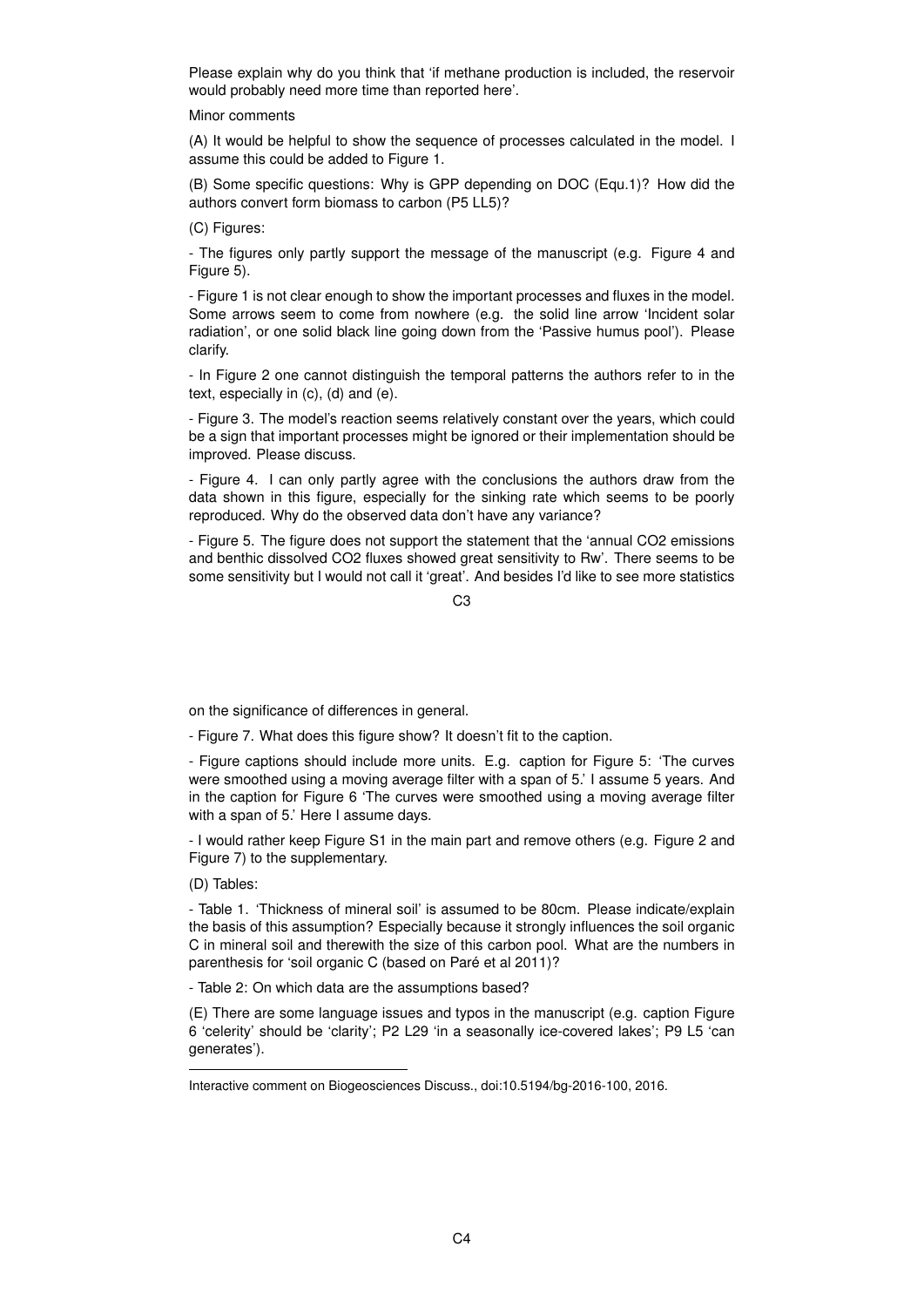Please explain why do you think that 'if methane production is included, the reservoir would probably need more time than reported here'.

Minor comments

(A) It would be helpful to show the sequence of processes calculated in the model. I assume this could be added to Figure 1.

(B) Some specific questions: Why is GPP depending on DOC (Equ.1)? How did the authors convert form biomass to carbon (P5 LL5)?

(C) Figures:

- The figures only partly support the message of the manuscript (e.g. Figure 4 and Figure 5).

- Figure 1 is not clear enough to show the important processes and fluxes in the model. Some arrows seem to come from nowhere (e.g. the solid line arrow 'Incident solar radiation', or one solid black line going down from the 'Passive humus pool'). Please clarify.

- In Figure 2 one cannot distinguish the temporal patterns the authors refer to in the text, especially in (c), (d) and (e).

- Figure 3. The model's reaction seems relatively constant over the years, which could be a sign that important processes might be ignored or their implementation should be improved. Please discuss.

- Figure 4. I can only partly agree with the conclusions the authors draw from the data shown in this figure, especially for the sinking rate which seems to be poorly reproduced. Why do the observed data don't have any variance?

- Figure 5. The figure does not support the statement that the 'annual $CO_2$ emissions and benthic dissolved $CO_2$ fluxes showed great sensitivity to Rw'. There seems to be some sensitivity but I would not call it 'great'. And besides I'd like to see more statistics on the significance of differences in general.

- Figure 7. What does this figure show? It doesn't fit to the caption.

- Figure captions should include more units. E.g. caption for Figure 5: 'The curves were smoothed using a moving average filter with a span of 5.' I assume 5 years. And in the caption for Figure 6 'The curves were smoothed using a moving average filter with a span of 5.' Here I assume days.

- I would rather keep Figure S1 in the main part and remove others (e.g. Figure 2 and Figure 7) to the supplementary.

(D) Tables:

- Table 1. 'Thickness of mineral soil' is assumed to be 80cm. Please indicate/explain the basis of this assumption? Especially because it strongly influences the soil organic C in mineral soil and therewith the size of this carbon pool. What are the numbers in parenthesis for 'soil organic C (based on Paré et al 2011)?

- Table 2: On which data are the assumptions based?

(E) There are some language issues and typos in the manuscript (e.g. caption Figure 6 'celerity' should be 'clarity'; P2 L29 'in a seasonally ice-covered lakes'; P9 L5 'can generates').

---

Interactive comment on Biogeosciences Discuss., doi:10.5194/bg-2016-100, 2016.